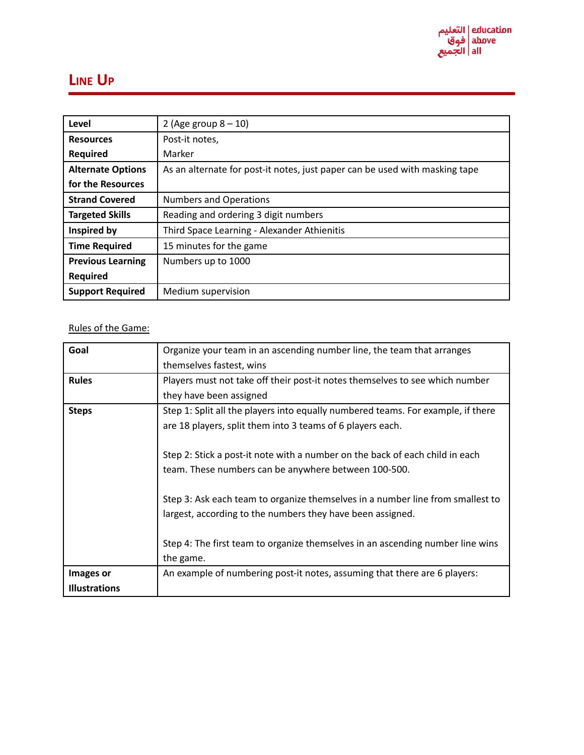# Line Up

| Level | 2 (Age group 8 – 10) |
|---|---|
| Resources Required | Post-it notes,<br>Marker |
| Alternate Options for the Resources | As an alternate for post-it notes, just paper can be used with masking tape |
| Strand Covered | Numbers and Operations |
| Targeted Skills | Reading and ordering 3 digit numbers |
| Inspired by | Third Space Learning - Alexander Athienitis |
| Time Required | 15 minutes for the game |
| Previous Learning Required | Numbers up to 1000 |
| Support Required | Medium supervision |

Rules of the Game:

| Goal | Organize your team in an ascending number line, the team that arranges themselves fastest, wins |
|---|---|
| Rules | Players must not take off their post-it notes themselves to see which number they have been assigned |
| Steps | Step 1: Split all the players into equally numbered teams. For example, if there are 18 players, split them into 3 teams of 6 players each.<br><br>Step 2: Stick a post-it note with a number on the back of each child in each team. These numbers can be anywhere between 100-500.<br><br>Step 3: Ask each team to organize themselves in a number line from smallest to largest, according to the numbers they have been assigned.<br><br>Step 4: The first team to organize themselves in an ascending number line wins the game. |
| Images or Illustrations | An example of numbering post-it notes, assuming that there are 6 players: |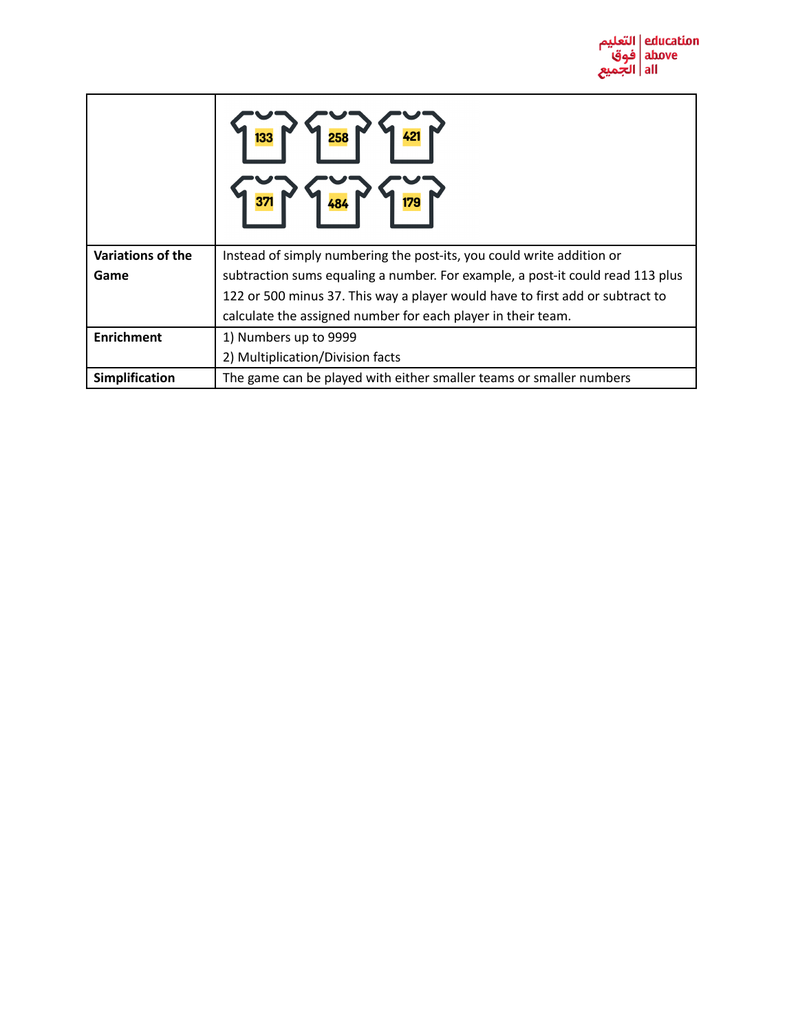| | |
|---|---|
| | 133 258 421 371 484 179 |
| **Variations of the Game** | Instead of simply numbering the post-its, you could write addition or subtraction sums equaling a number. For example, a post-it could read 113 plus 122 or 500 minus 37. This way a player would have to first add or subtract to calculate the assigned number for each player in their team. |
| **Enrichment** | 1) Numbers up to 9999<br>2) Multiplication/Division facts |
| **Simplification** | The game can be played with either smaller teams or smaller numbers |